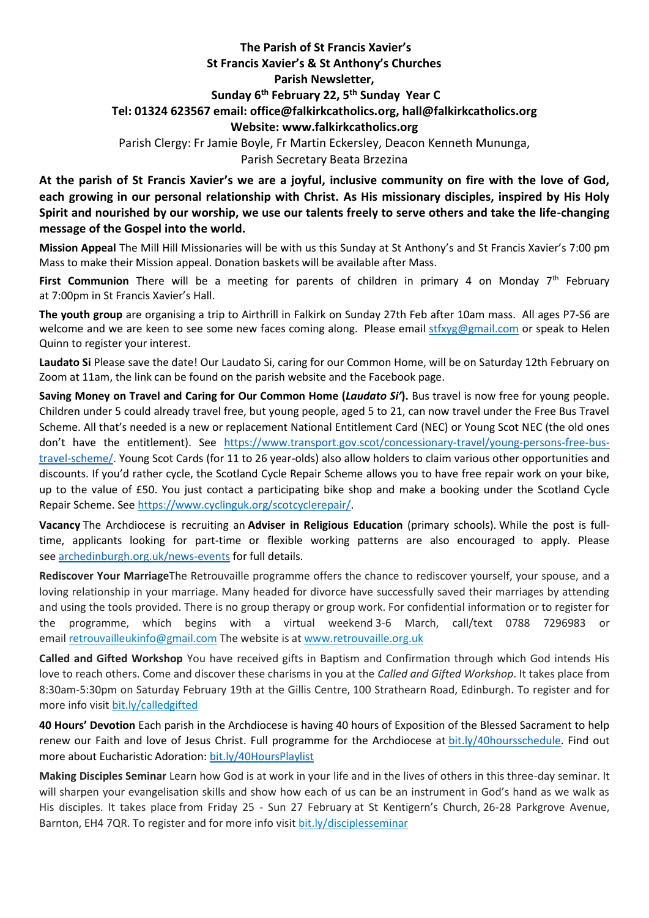**The Parish of St Francis Xavier's**
**St Francis Xavier's & St Anthony's Churches**
**Parish Newsletter,**
**Sunday 6th February 22, 5th Sunday Year C**
**Tel: 01324 623567 email: office@falkirkcatholics.org, hall@falkirkcatholics.org**
**Website: www.falkirkcatholics.org**

Parish Clergy: Fr Jamie Boyle, Fr Martin Eckersley, Deacon Kenneth Mununga,
Parish Secretary Beata Brzezina

**At the parish of St Francis Xavier's we are a joyful, inclusive community on fire with the love of God, each growing in our personal relationship with Christ. As His missionary disciples, inspired by His Holy Spirit and nourished by our worship, we use our talents freely to serve others and take the life-changing message of the Gospel into the world.**

**Mission Appeal** The Mill Hill Missionaries will be with us this Sunday at St Anthony's and St Francis Xavier's 7:00 pm Mass to make their Mission appeal. Donation baskets will be available after Mass.

**First Communion** There will be a meeting for parents of children in primary 4 on Monday 7th February at 7:00pm in St Francis Xavier's Hall.

**The youth group** are organising a trip to Airthrill in Falkirk on Sunday 27th Feb after 10am mass. All ages P7-S6 are welcome and we are keen to see some new faces coming along. Please email stfxyg@gmail.com or speak to Helen Quinn to register your interest.

**Laudato Si** Please save the date! Our Laudato Si, caring for our Common Home, will be on Saturday 12th February on Zoom at 11am, the link can be found on the parish website and the Facebook page.

**Saving Money on Travel and Caring for Our Common Home (*Laudato Si'*).** Bus travel is now free for young people. Children under 5 could already travel free, but young people, aged 5 to 21, can now travel under the Free Bus Travel Scheme. All that's needed is a new or replacement National Entitlement Card (NEC) or Young Scot NEC (the old ones don't have the entitlement). See https://www.transport.gov.scot/concessionary-travel/young-persons-free-bus-travel-scheme/. Young Scot Cards (for 11 to 26 year-olds) also allow holders to claim various other opportunities and discounts. If you'd rather cycle, the Scotland Cycle Repair Scheme allows you to have free repair work on your bike, up to the value of £50. You just contact a participating bike shop and make a booking under the Scotland Cycle Repair Scheme. See https://www.cyclinguk.org/scotcyclerepair/.

**Vacancy** The Archdiocese is recruiting an **Adviser in Religious Education** (primary schools). While the post is full-time, applicants looking for part-time or flexible working patterns are also encouraged to apply. Please see archedinburgh.org.uk/news-events for full details.

**Rediscover Your Marriage**The Retrouvaille programme offers the chance to rediscover yourself, your spouse, and a loving relationship in your marriage. Many headed for divorce have successfully saved their marriages by attending and using the tools provided. There is no group therapy or group work. For confidential information or to register for the programme, which begins with a virtual weekend 3-6 March, call/text 0788 7296983 or email retrouvailleukinfo@gmail.com The website is at www.retrouvaille.org.uk

**Called and Gifted Workshop** You have received gifts in Baptism and Confirmation through which God intends His love to reach others. Come and discover these charisms in you at the *Called and Gifted Workshop*. It takes place from 8:30am-5:30pm on Saturday February 19th at the Gillis Centre, 100 Strathearn Road, Edinburgh. To register and for more info visit bit.ly/calledgifted

**40 Hours' Devotion** Each parish in the Archdiocese is having 40 hours of Exposition of the Blessed Sacrament to help renew our Faith and love of Jesus Christ. Full programme for the Archdiocese at bit.ly/40hoursschedule. Find out more about Eucharistic Adoration: bit.ly/40HoursPlaylist

**Making Disciples Seminar** Learn how God is at work in your life and in the lives of others in this three-day seminar. It will sharpen your evangelisation skills and show how each of us can be an instrument in God's hand as we walk as His disciples. It takes place from Friday 25 - Sun 27 February at St Kentigern's Church, 26-28 Parkgrove Avenue, Barnton, EH4 7QR. To register and for more info visit bit.ly/disciplesseminar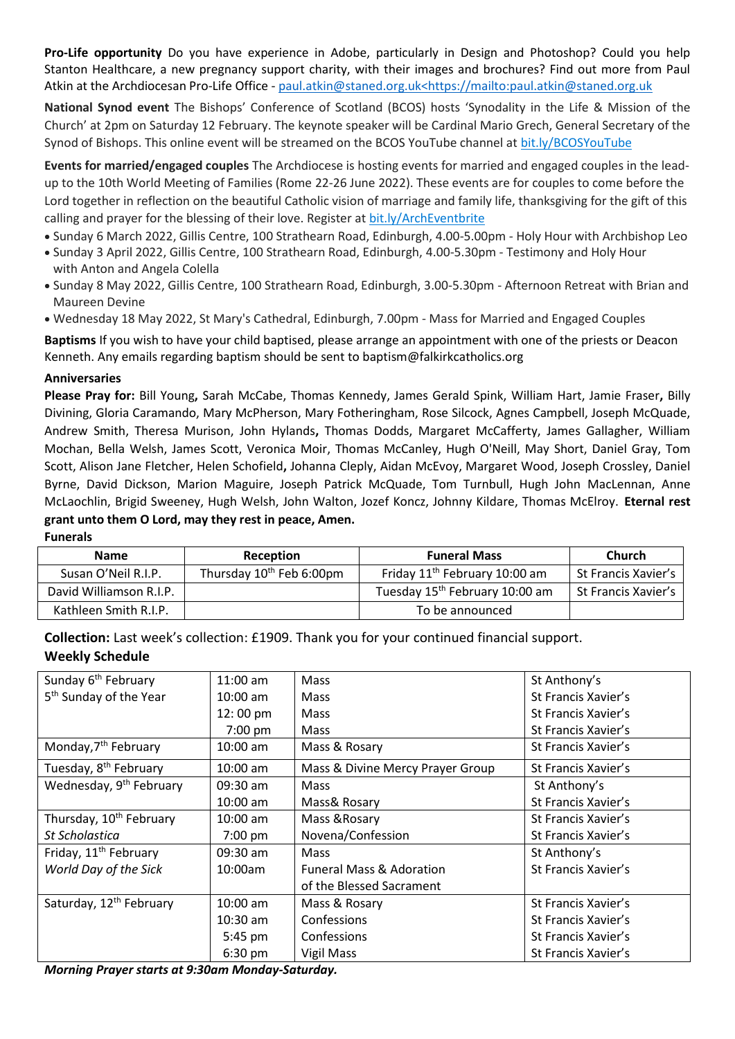**Pro-Life opportunity** Do you have experience in Adobe, particularly in Design and Photoshop? Could you help Stanton Healthcare, a new pregnancy support charity, with their images and brochures? Find out more from Paul Atkin at the Archdiocesan Pro-Life Office - paul.atkin@staned.org.uk<https://mailto:paul.atkin@staned.org.uk

**National Synod event** The Bishops' Conference of Scotland (BCOS) hosts 'Synodality in the Life & Mission of the Church' at 2pm on Saturday 12 February. The keynote speaker will be Cardinal Mario Grech, General Secretary of the Synod of Bishops. This online event will be streamed on the BCOS YouTube channel at bit.ly/BCOSYouTube

**Events for married/engaged couples** The Archdiocese is hosting events for married and engaged couples in the lead-up to the 10th World Meeting of Families (Rome 22-26 June 2022). These events are for couples to come before the Lord together in reflection on the beautiful Catholic vision of marriage and family life, thanksgiving for the gift of this calling and prayer for the blessing of their love. Register at bit.ly/ArchEventbrite

- Sunday 6 March 2022, Gillis Centre, 100 Strathearn Road, Edinburgh, 4.00-5.00pm - Holy Hour with Archbishop Leo
- Sunday 3 April 2022, Gillis Centre, 100 Strathearn Road, Edinburgh, 4.00-5.30pm - Testimony and Holy Hour with Anton and Angela Colella
- Sunday 8 May 2022, Gillis Centre, 100 Strathearn Road, Edinburgh, 3.00-5.30pm - Afternoon Retreat with Brian and Maureen Devine
- Wednesday 18 May 2022, St Mary's Cathedral, Edinburgh, 7.00pm - Mass for Married and Engaged Couples

**Baptisms** If you wish to have your child baptised, please arrange an appointment with one of the priests or Deacon Kenneth. Any emails regarding baptism should be sent to baptism@falkirkcatholics.org

**Anniversaries**

**Please Pray for:** Bill Young**,** Sarah McCabe, Thomas Kennedy, James Gerald Spink, William Hart, Jamie Fraser**,** Billy Divining, Gloria Caramando, Mary McPherson, Mary Fotheringham, Rose Silcock, Agnes Campbell, Joseph McQuade, Andrew Smith, Theresa Murison, John Hylands**,** Thomas Dodds, Margaret McCafferty, James Gallagher, William Mochan, Bella Welsh, James Scott, Veronica Moir, Thomas McCanley, Hugh O'Neill, May Short, Daniel Gray, Tom Scott, Alison Jane Fletcher, Helen Schofield**,** Johanna Cleply, Aidan McEvoy, Margaret Wood, Joseph Crossley, Daniel Byrne, David Dickson, Marion Maguire, Joseph Patrick McQuade, Tom Turnbull, Hugh John MacLennan, Anne McLaochlin, Brigid Sweeney, Hugh Welsh, John Walton, Jozef Koncz, Johnny Kildare, Thomas McElroy. **Eternal rest grant unto them O Lord, may they rest in peace, Amen.**

**Funerals**

| Name | Reception | Funeral Mass | Church |
|---|---|---|---|
| Susan O'Neil R.I.P. | Thursday 10th Feb 6:00pm | Friday 11th February 10:00 am | St Francis Xavier's |
| David Williamson R.I.P. | | Tuesday 15th February 10:00 am | St Francis Xavier's |
| Kathleen Smith R.I.P. | | To be announced | |

**Collection:** Last week's collection: £1909. Thank you for your continued financial support.

**Weekly Schedule**

| | | | |
|---|---|---|---|
| Sunday 6th February | 11:00 am | Mass | St Anthony's |
| 5th Sunday of the Year | 10:00 am | Mass | St Francis Xavier's |
| | 12: 00 pm | Mass | St Francis Xavier's |
| | 7:00 pm | Mass | St Francis Xavier's |
| Monday,7th February | 10:00 am | Mass & Rosary | St Francis Xavier's |
| Tuesday, 8th February | 10:00 am | Mass & Divine Mercy Prayer Group | St Francis Xavier's |
| Wednesday, 9th February | 09:30 am | Mass | St Anthony's |
| | 10:00 am | Mass& Rosary | St Francis Xavier's |
| Thursday, 10th February | 10:00 am | Mass &Rosary | St Francis Xavier's |
| *St Scholastica* | 7:00 pm | Novena/Confession | St Francis Xavier's |
| Friday, 11th February | 09:30 am | Mass | St Anthony's |
| *World Day of the Sick* | 10:00am | Funeral Mass & Adoration of the Blessed Sacrament | St Francis Xavier's |
| Saturday, 12th February | 10:00 am | Mass & Rosary | St Francis Xavier's |
| | 10:30 am | Confessions | St Francis Xavier's |
| | 5:45 pm | Confessions | St Francis Xavier's |
| | 6:30 pm | Vigil Mass | St Francis Xavier's |

***Morning Prayer starts at 9:30am Monday-Saturday.***